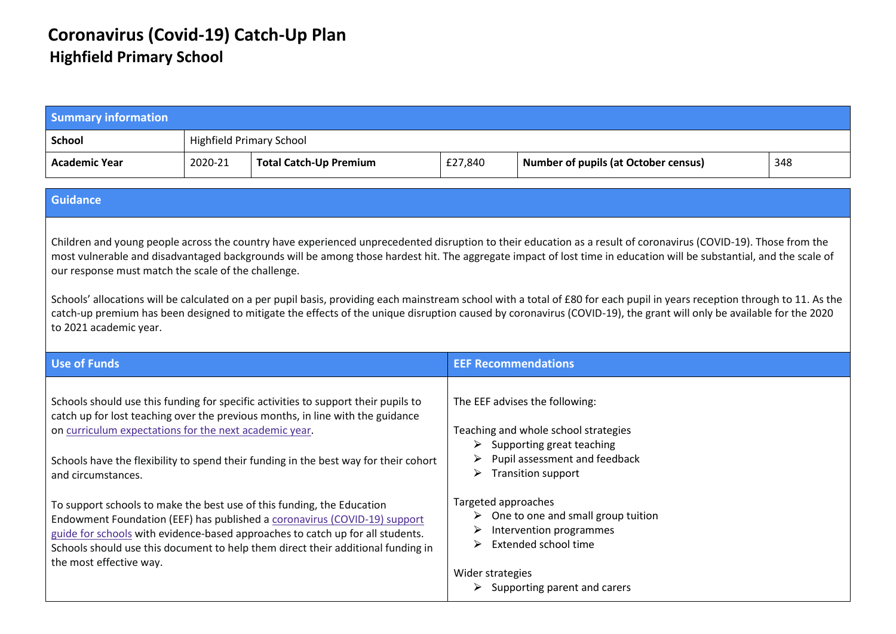# Coronavirus (Covid-19) Catch-Up Plan

## Highfield Primary School

| Summary information | | | | | |
|---|---|---|---|---|---|
| **School** | Highfield Primary School | | | | |
| **Academic Year** | 2020-21 | **Total Catch-Up Premium** | £27,840 | **Number of pupils (at October census)** | 348 |

### Guidance

Children and young people across the country have experienced unprecedented disruption to their education as a result of coronavirus (COVID-19). Those from the most vulnerable and disadvantaged backgrounds will be among those hardest hit. The aggregate impact of lost time in education will be substantial, and the scale of our response must match the scale of the challenge.

Schools' allocations will be calculated on a per pupil basis, providing each mainstream school with a total of £80 for each pupil in years reception through to 11. As the catch-up premium has been designed to mitigate the effects of the unique disruption caused by coronavirus (COVID-19), the grant will only be available for the 2020 to 2021 academic year.

### Use of Funds

Schools should use this funding for specific activities to support their pupils to catch up for lost teaching over the previous months, in line with the guidance on curriculum expectations for the next academic year.

Schools have the flexibility to spend their funding in the best way for their cohort and circumstances.

To support schools to make the best use of this funding, the Education Endowment Foundation (EEF) has published a coronavirus (COVID-19) support guide for schools with evidence-based approaches to catch up for all students. Schools should use this document to help them direct their additional funding in the most effective way.

### EEF Recommendations

The EEF advises the following:

Teaching and whole school strategies

- Supporting great teaching
- Pupil assessment and feedback
- Transition support

Targeted approaches

- One to one and small group tuition
- Intervention programmes
- Extended school time

Wider strategies

- Supporting parent and carers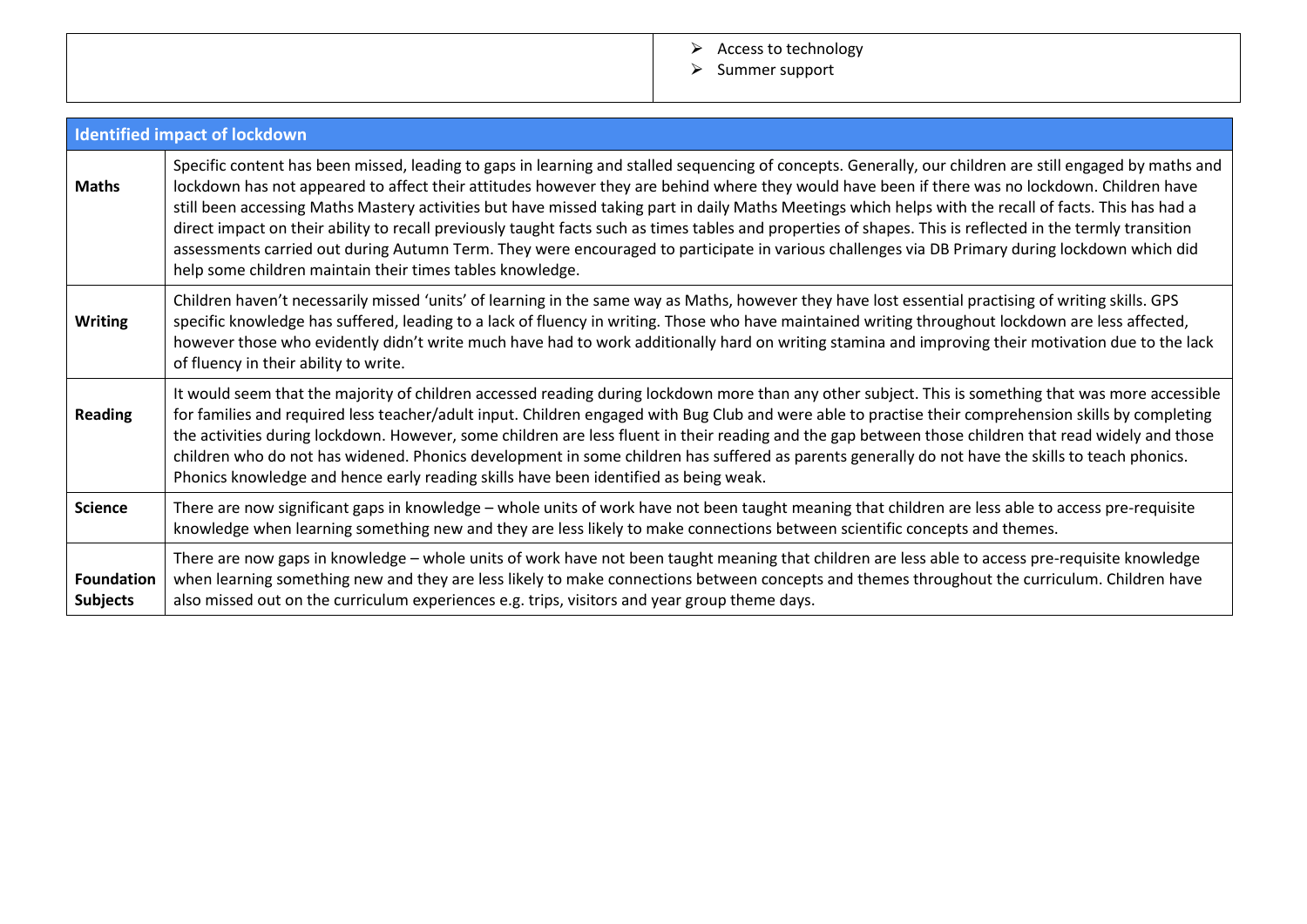| | |
|---|---|
| | ➢ Access to technology<br>➢ Summer support |

| Identified impact of lockdown | |
|---|---|
| **Maths** | Specific content has been missed, leading to gaps in learning and stalled sequencing of concepts. Generally, our children are still engaged by maths and lockdown has not appeared to affect their attitudes however they are behind where they would have been if there was no lockdown. Children have still been accessing Maths Mastery activities but have missed taking part in daily Maths Meetings which helps with the recall of facts. This has had a direct impact on their ability to recall previously taught facts such as times tables and properties of shapes. This is reflected in the termly transition assessments carried out during Autumn Term. They were encouraged to participate in various challenges via DB Primary during lockdown which did help some children maintain their times tables knowledge. |
| **Writing** | Children haven't necessarily missed 'units' of learning in the same way as Maths, however they have lost essential practising of writing skills. GPS specific knowledge has suffered, leading to a lack of fluency in writing. Those who have maintained writing throughout lockdown are less affected, however those who evidently didn't write much have had to work additionally hard on writing stamina and improving their motivation due to the lack of fluency in their ability to write. |
| **Reading** | It would seem that the majority of children accessed reading during lockdown more than any other subject. This is something that was more accessible for families and required less teacher/adult input. Children engaged with Bug Club and were able to practise their comprehension skills by completing the activities during lockdown. However, some children are less fluent in their reading and the gap between those children that read widely and those children who do not has widened. Phonics development in some children has suffered as parents generally do not have the skills to teach phonics. Phonics knowledge and hence early reading skills have been identified as being weak. |
| **Science** | There are now significant gaps in knowledge – whole units of work have not been taught meaning that children are less able to access pre-requisite knowledge when learning something new and they are less likely to make connections between scientific concepts and themes. |
| **Foundation Subjects** | There are now gaps in knowledge – whole units of work have not been taught meaning that children are less able to access pre-requisite knowledge when learning something new and they are less likely to make connections between concepts and themes throughout the curriculum. Children have also missed out on the curriculum experiences e.g. trips, visitors and year group theme days. |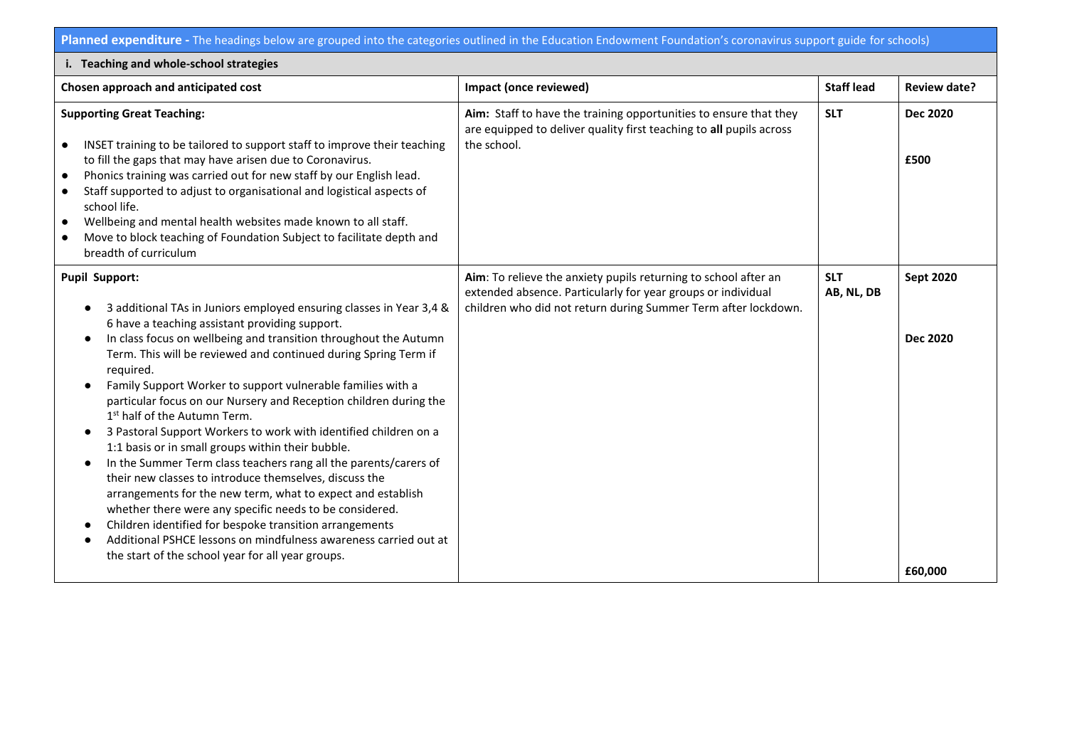**Planned expenditure -** The headings below are grouped into the categories outlined in the Education Endowment Foundation's coronavirus support guide for schools)

**i. Teaching and whole-school strategies**

| Chosen approach and anticipated cost | Impact (once reviewed) | Staff lead | Review date? |
|---|---|---|---|
| **Supporting Great Teaching:**<br>• INSET training to be tailored to support staff to improve their teaching to fill the gaps that may have arisen due to Coronavirus.<br>• Phonics training was carried out for new staff by our English lead.<br>• Staff supported to adjust to organisational and logistical aspects of school life.<br>• Wellbeing and mental health websites made known to all staff.<br>• Move to block teaching of Foundation Subject to facilitate depth and breadth of curriculum | **Aim:** Staff to have the training opportunities to ensure that they are equipped to deliver quality first teaching to **all** pupils across the school. | **SLT** | **Dec 2020**<br><br>**£500** |
| **Pupil Support:**<br>• 3 additional TAs in Juniors employed ensuring classes in Year 3,4 & 6 have a teaching assistant providing support.<br>• In class focus on wellbeing and transition throughout the Autumn Term. This will be reviewed and continued during Spring Term if required.<br>• Family Support Worker to support vulnerable families with a particular focus on our Nursery and Reception children during the 1st half of the Autumn Term.<br>• 3 Pastoral Support Workers to work with identified children on a 1:1 basis or in small groups within their bubble.<br>• In the Summer Term class teachers rang all the parents/carers of their new classes to introduce themselves, discuss the arrangements for the new term, what to expect and establish whether there were any specific needs to be considered.<br>• Children identified for bespoke transition arrangements<br>• Additional PSHCE lessons on mindfulness awareness carried out at the start of the school year for all year groups. | **Aim**: To relieve the anxiety pupils returning to school after an extended absence. Particularly for year groups or individual children who did not return during Summer Term after lockdown. | **SLT**<br>**AB, NL, DB** | **Sept 2020**<br><br>**Dec 2020**<br><br>**£60,000** |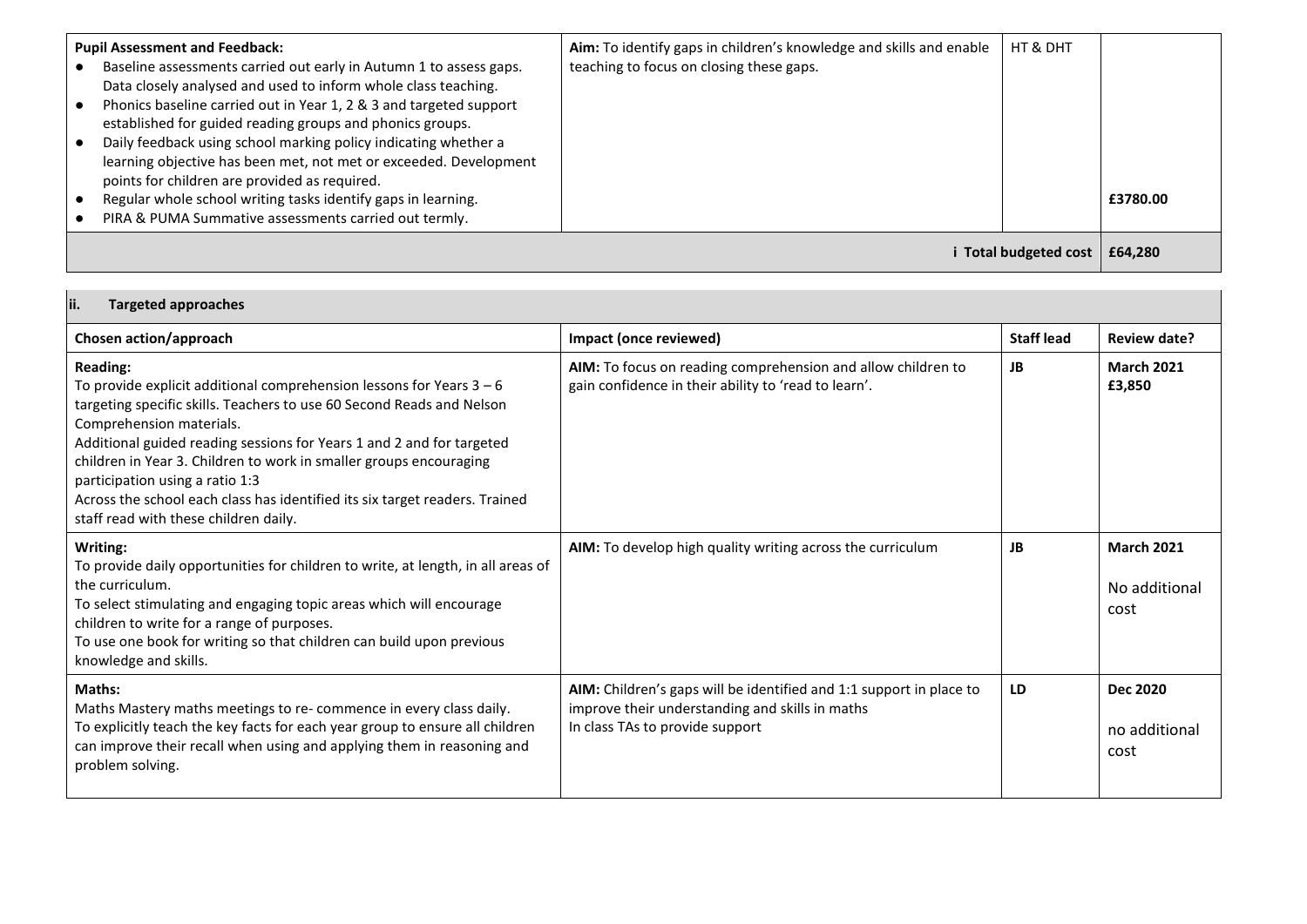| | | | |
|---|---|---|---|
| **Pupil Assessment and Feedback:**<br>• Baseline assessments carried out early in Autumn 1 to assess gaps. Data closely analysed and used to inform whole class teaching.<br>• Phonics baseline carried out in Year 1, 2 & 3 and targeted support established for guided reading groups and phonics groups.<br>• Daily feedback using school marking policy indicating whether a learning objective has been met, not met or exceeded. Development points for children are provided as required.<br>• Regular whole school writing tasks identify gaps in learning.<br>• PIRA & PUMA Summative assessments carried out termly. | **Aim:** To identify gaps in children's knowledge and skills and enable teaching to focus on closing these gaps. | HT & DHT | **£3780.00** |
| | | **i Total budgeted cost** | **£64,280** |

| **ii. Targeted approaches** | | | |
|---|---|---|---|
| **Chosen action/approach** | **Impact (once reviewed)** | **Staff lead** | **Review date?** |
| **Reading:**<br>To provide explicit additional comprehension lessons for Years 3 – 6 targeting specific skills. Teachers to use 60 Second Reads and Nelson Comprehension materials.<br>Additional guided reading sessions for Years 1 and 2 and for targeted children in Year 3. Children to work in smaller groups encouraging participation using a ratio 1:3<br>Across the school each class has identified its six target readers. Trained staff read with these children daily. | **AIM:** To focus on reading comprehension and allow children to gain confidence in their ability to 'read to learn'. | **JB** | **March 2021**<br>**£3,850** |
| **Writing:**<br>To provide daily opportunities for children to write, at length, in all areas of the curriculum.<br>To select stimulating and engaging topic areas which will encourage children to write for a range of purposes.<br>To use one book for writing so that children can build upon previous knowledge and skills. | **AIM:** To develop high quality writing across the curriculum | **JB** | **March 2021**<br>No additional cost |
| **Maths:**<br>Maths Mastery maths meetings to re- commence in every class daily.<br>To explicitly teach the key facts for each year group to ensure all children can improve their recall when using and applying them in reasoning and problem solving. | **AIM:** Children's gaps will be identified and 1:1 support in place to improve their understanding and skills in maths<br>In class TAs to provide support | **LD** | **Dec 2020**<br>no additional cost |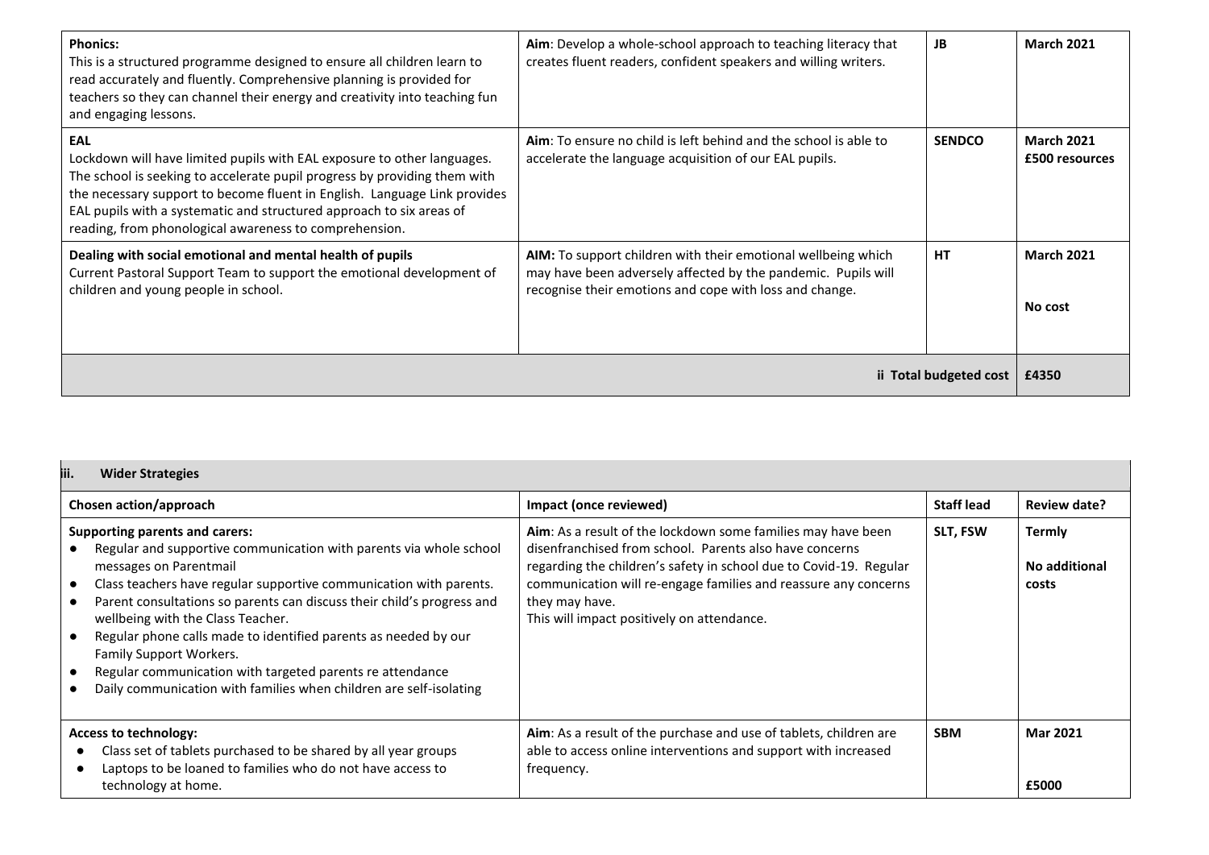| | | | |
|---|---|---|---|
| **Phonics:**<br>This is a structured programme designed to ensure all children learn to read accurately and fluently. Comprehensive planning is provided for teachers so they can channel their energy and creativity into teaching fun and engaging lessons. | **Aim**: Develop a whole-school approach to teaching literacy that creates fluent readers, confident speakers and willing writers. | **JB** | **March 2021** |
| **EAL**<br>Lockdown will have limited pupils with EAL exposure to other languages. The school is seeking to accelerate pupil progress by providing them with the necessary support to become fluent in English. Language Link provides EAL pupils with a systematic and structured approach to six areas of reading, from phonological awareness to comprehension. | **Aim**: To ensure no child is left behind and the school is able to accelerate the language acquisition of our EAL pupils. | **SENDCO** | **March 2021**<br>**£500 resources** |
| **Dealing with social emotional and mental health of pupils**<br>Current Pastoral Support Team to support the emotional development of children and young people in school. | **AIM:** To support children with their emotional wellbeing which may have been adversely affected by the pandemic. Pupils will recognise their emotions and cope with loss and change. | **HT** | **March 2021**<br><br>**No cost** |
| | | **ii Total budgeted cost** | **£4350** |

| **iii. Wider Strategies** | | | |
|---|---|---|---|
| **Chosen action/approach** | **Impact (once reviewed)** | **Staff lead** | **Review date?** |
| **Supporting parents and carers:**<br>• Regular and supportive communication with parents via whole school messages on Parentmail<br>• Class teachers have regular supportive communication with parents.<br>• Parent consultations so parents can discuss their child's progress and wellbeing with the Class Teacher.<br>• Regular phone calls made to identified parents as needed by our Family Support Workers.<br>• Regular communication with targeted parents re attendance<br>• Daily communication with families when children are self-isolating | **Aim**: As a result of the lockdown some families may have been disenfranchised from school. Parents also have concerns regarding the children's safety in school due to Covid-19. Regular communication will re-engage families and reassure any concerns they may have.<br>This will impact positively on attendance. | **SLT, FSW** | **Termly**<br><br>**No additional costs** |
| **Access to technology:**<br>• Class set of tablets purchased to be shared by all year groups<br>• Laptops to be loaned to families who do not have access to technology at home. | **Aim**: As a result of the purchase and use of tablets, children are able to access online interventions and support with increased frequency. | **SBM** | **Mar 2021**<br><br>**£5000** |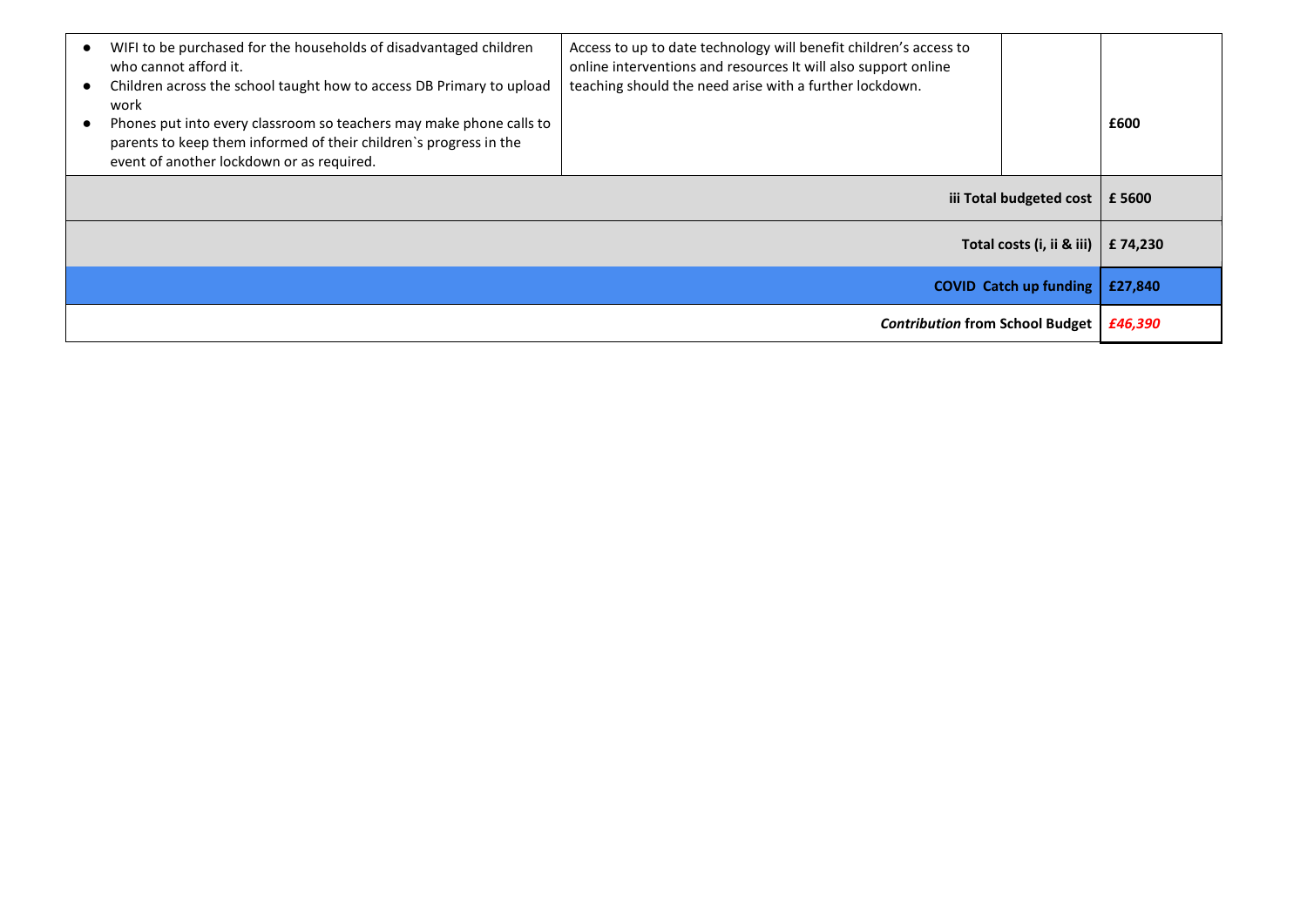| | | | |
|---|---|---|---|
| • WIFI to be purchased for the households of disadvantaged children who cannot afford it.<br>• Children across the school taught how to access DB Primary to upload work<br>• Phones put into every classroom so teachers may make phone calls to parents to keep them informed of their children`s progress in the event of another lockdown or as required. | Access to up to date technology will benefit children's access to online interventions and resources It will also support online teaching should the need arise with a further lockdown. | | **£600** |
| | | **iii Total budgeted cost** | **£ 5600** |
| | | **Total costs (i, ii & iii)** | **£ 74,230** |
| | | **COVID Catch up funding** | **£27,840** |
| | | ***Contribution* from School Budget** | ***£46,390*** |